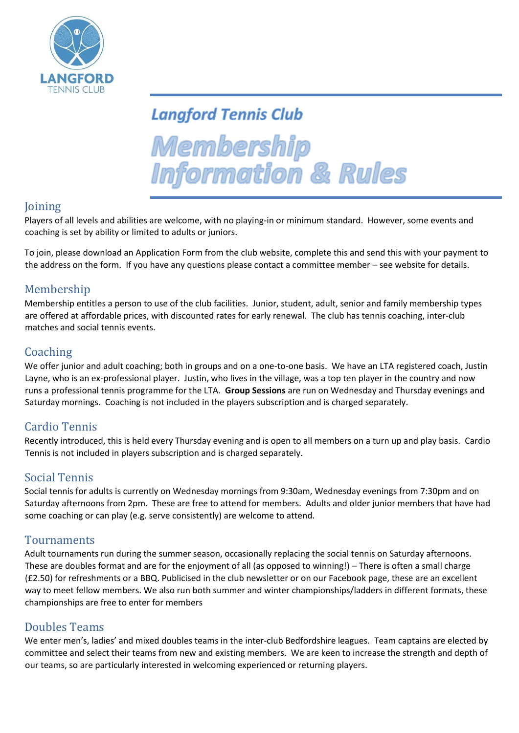LANGFORD
TENNIS CLUB

# Langford Tennis Club

# Membership Information & Rules

## Joining

Players of all levels and abilities are welcome, with no playing-in or minimum standard. However, some events and coaching is set by ability or limited to adults or juniors.

To join, please download an Application Form from the club website, complete this and send this with your payment to the address on the form. If you have any questions please contact a committee member – see website for details.

## Membership

Membership entitles a person to use of the club facilities. Junior, student, adult, senior and family membership types are offered at affordable prices, with discounted rates for early renewal. The club has tennis coaching, inter-club matches and social tennis events.

## Coaching

We offer junior and adult coaching; both in groups and on a one-to-one basis. We have an LTA registered coach, Justin Layne, who is an ex-professional player. Justin, who lives in the village, was a top ten player in the country and now runs a professional tennis programme for the LTA. **Group Sessions** are run on Wednesday and Thursday evenings and Saturday mornings. Coaching is not included in the players subscription and is charged separately.

## Cardio Tennis

Recently introduced, this is held every Thursday evening and is open to all members on a turn up and play basis. Cardio Tennis is not included in players subscription and is charged separately.

## Social Tennis

Social tennis for adults is currently on Wednesday mornings from 9:30am, Wednesday evenings from 7:30pm and on Saturday afternoons from 2pm. These are free to attend for members. Adults and older junior members that have had some coaching or can play (e.g. serve consistently) are welcome to attend.

## Tournaments

Adult tournaments run during the summer season, occasionally replacing the social tennis on Saturday afternoons. These are doubles format and are for the enjoyment of all (as opposed to winning!) – There is often a small charge (£2.50) for refreshments or a BBQ. Publicised in the club newsletter or on our Facebook page, these are an excellent way to meet fellow members. We also run both summer and winter championships/ladders in different formats, these championships are free to enter for members

## Doubles Teams

We enter men's, ladies' and mixed doubles teams in the inter-club Bedfordshire leagues. Team captains are elected by committee and select their teams from new and existing members. We are keen to increase the strength and depth of our teams, so are particularly interested in welcoming experienced or returning players.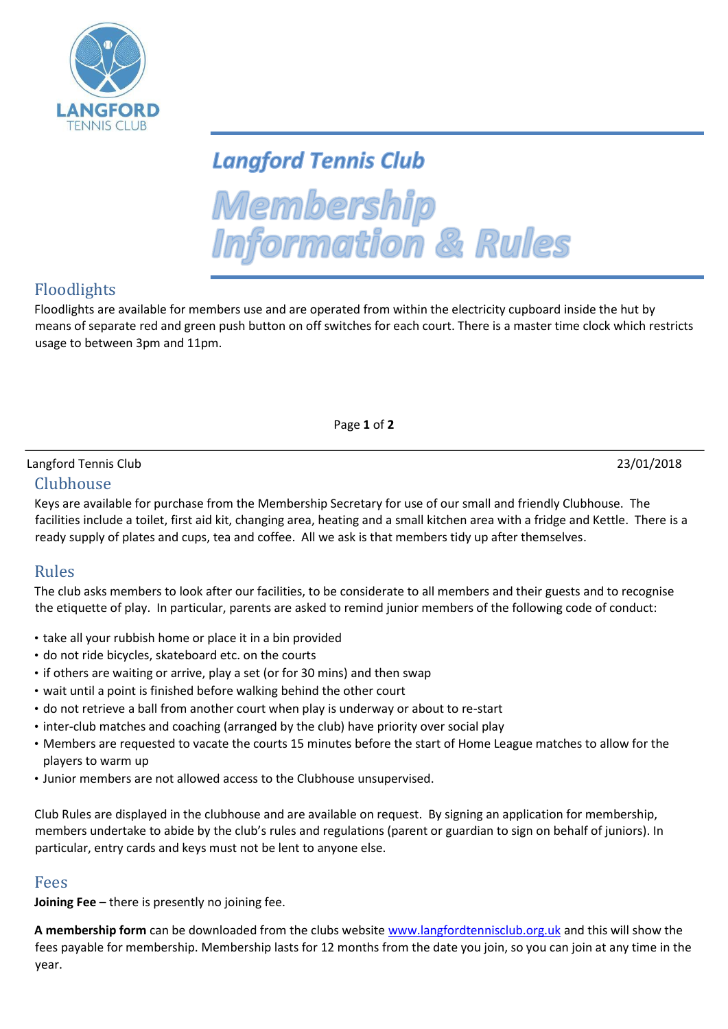# Langford Tennis Club

# Membership Information & Rules

## Floodlights

Floodlights are available for members use and are operated from within the electricity cupboard inside the hut by means of separate red and green push button on off switches for each court. There is a master time clock which restricts usage to between 3pm and 11pm.

## Clubhouse

Keys are available for purchase from the Membership Secretary for use of our small and friendly Clubhouse. The facilities include a toilet, first aid kit, changing area, heating and a small kitchen area with a fridge and Kettle. There is a ready supply of plates and cups, tea and coffee. All we ask is that members tidy up after themselves.

## Rules

The club asks members to look after our facilities, to be considerate to all members and their guests and to recognise the etiquette of play. In particular, parents are asked to remind junior members of the following code of conduct:

- take all your rubbish home or place it in a bin provided
- do not ride bicycles, skateboard etc. on the courts
- if others are waiting or arrive, play a set (or for 30 mins) and then swap
- wait until a point is finished before walking behind the other court
- do not retrieve a ball from another court when play is underway or about to re-start
- inter-club matches and coaching (arranged by the club) have priority over social play
- Members are requested to vacate the courts 15 minutes before the start of Home League matches to allow for the players to warm up
- Junior members are not allowed access to the Clubhouse unsupervised.

Club Rules are displayed in the clubhouse and are available on request. By signing an application for membership, members undertake to abide by the club's rules and regulations (parent or guardian to sign on behalf of juniors). In particular, entry cards and keys must not be lent to anyone else.

## Fees

**Joining Fee** – there is presently no joining fee.

**A membership form** can be downloaded from the clubs website [www.langfordtennisclub.org.uk](http://www.langfordtennisclub.org.uk) and this will show the fees payable for membership. Membership lasts for 12 months from the date you join, so you can join at any time in the year.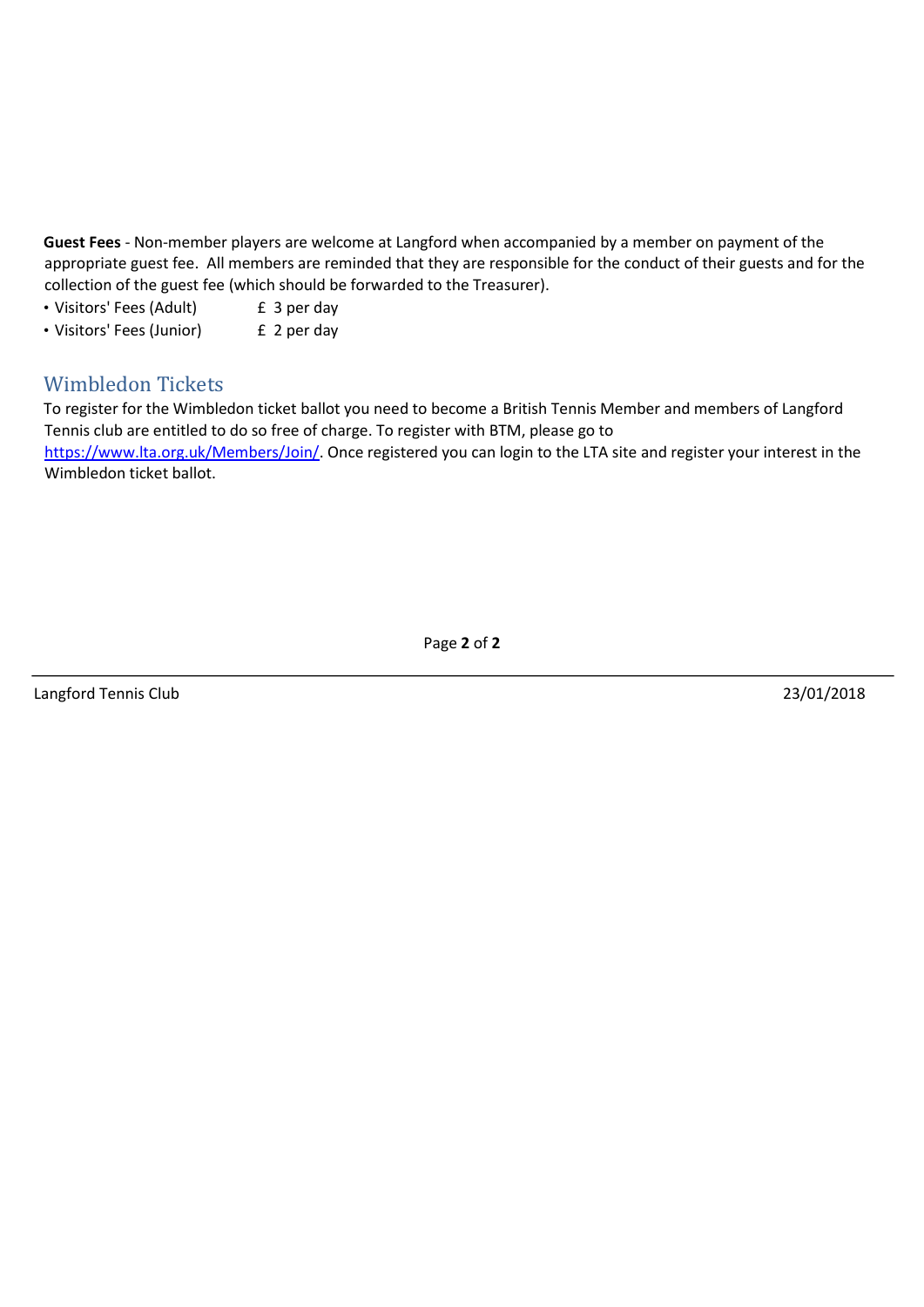**Guest Fees** - Non-member players are welcome at Langford when accompanied by a member on payment of the appropriate guest fee. All members are reminded that they are responsible for the conduct of their guests and for the collection of the guest fee (which should be forwarded to the Treasurer).

- Visitors' Fees (Adult) £ 3 per day
- Visitors' Fees (Junior) £ 2 per day

## Wimbledon Tickets

To register for the Wimbledon ticket ballot you need to become a British Tennis Member and members of Langford Tennis club are entitled to do so free of charge. To register with BTM, please go to https://www.lta.org.uk/Members/Join/. Once registered you can login to the LTA site and register your interest in the Wimbledon ticket ballot.